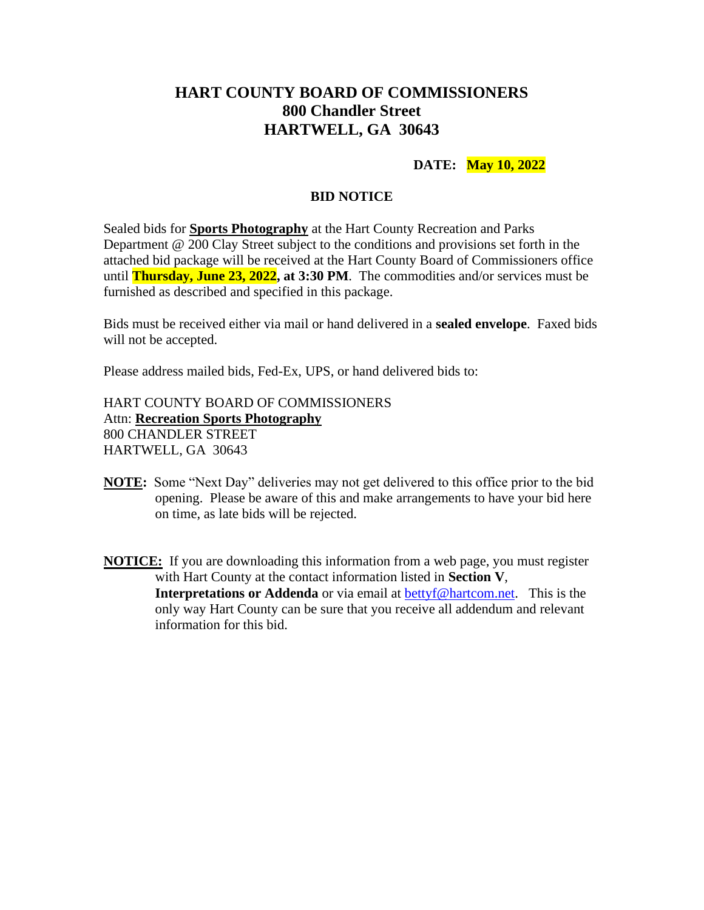# HART COUNTY BOARD OF COMMISSIONERS
## 800 Chandler Street
## HARTWELL, GA 30643

**DATE: May 10, 2022**

**BID NOTICE**

Sealed bids for **Sports Photography** at the Hart County Recreation and Parks Department @ 200 Clay Street subject to the conditions and provisions set forth in the attached bid package will be received at the Hart County Board of Commissioners office until **Thursday, June 23, 2022, at 3:30 PM**. The commodities and/or services must be furnished as described and specified in this package.

Bids must be received either via mail or hand delivered in a **sealed envelope**. Faxed bids will not be accepted.

Please address mailed bids, Fed-Ex, UPS, or hand delivered bids to:

HART COUNTY BOARD OF COMMISSIONERS
Attn: **Recreation Sports Photography**
800 CHANDLER STREET
HARTWELL, GA 30643

**NOTE:** Some "Next Day" deliveries may not get delivered to this office prior to the bid opening. Please be aware of this and make arrangements to have your bid here on time, as late bids will be rejected.

**NOTICE:** If you are downloading this information from a web page, you must register with Hart County at the contact information listed in **Section V**, **Interpretations or Addenda** or via email at bettyf@hartcom.net. This is the only way Hart County can be sure that you receive all addendum and relevant information for this bid.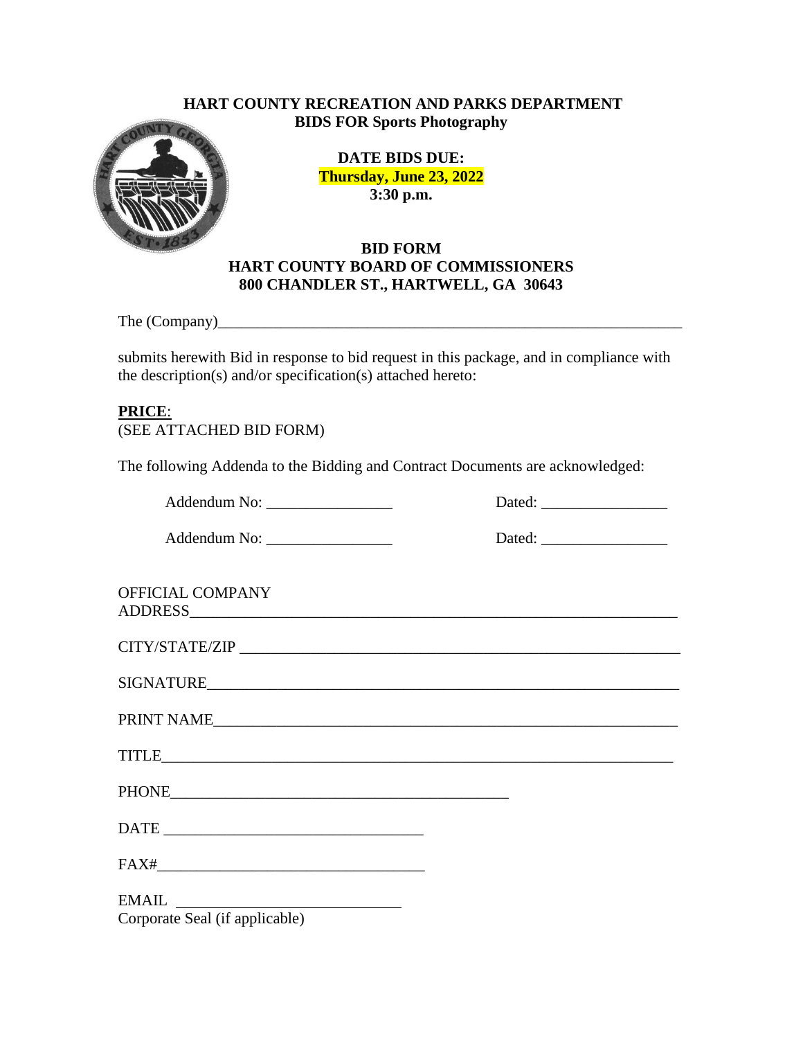**HART COUNTY RECREATION AND PARKS DEPARTMENT**
**BIDS FOR Sports Photography**

**DATE BIDS DUE:**
**Thursday, June 23, 2022**
**3:30 p.m.**

**BID FORM**
**HART COUNTY BOARD OF COMMISSIONERS**
**800 CHANDLER ST., HARTWELL, GA 30643**

The (Company)_______________________________________________________________

submits herewith Bid in response to bid request in this package, and in compliance with the description(s) and/or specification(s) attached hereto:

**PRICE**:
(SEE ATTACHED BID FORM)

The following Addenda to the Bidding and Contract Documents are acknowledged:

Addendum No: ________________ Dated: ________________

Addendum No: ________________ Dated: ________________

OFFICIAL COMPANY
ADDRESS_______________________________________________________________

CITY/STATE/ZIP _______________________________________________________

SIGNATURE____________________________________________________________

PRINT NAME___________________________________________________________

TITLE_________________________________________________________________

PHONE____________________________________________

DATE _________________________________

FAX#_________________________________

EMAIL ____________________________
Corporate Seal (if applicable)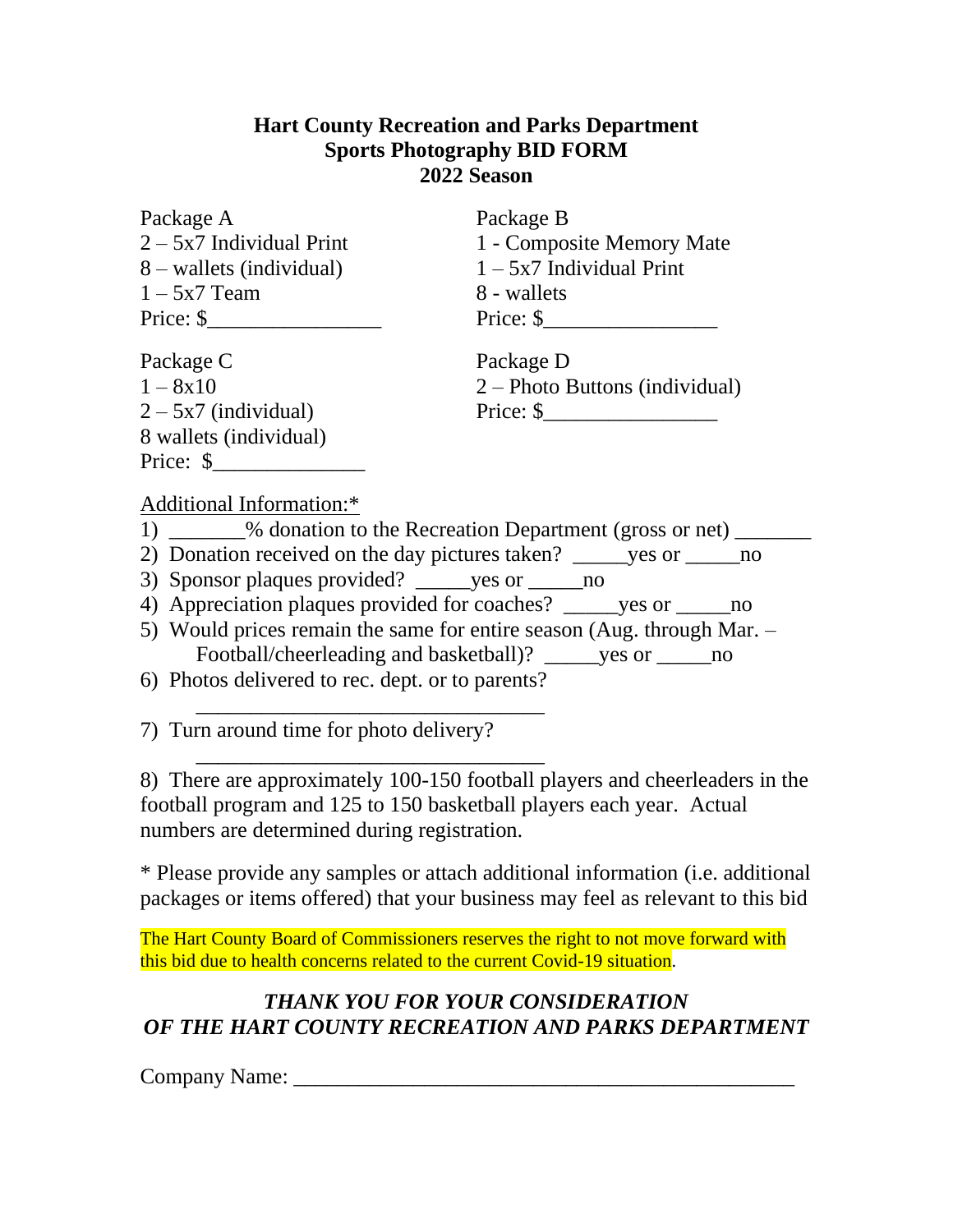**Hart County Recreation and Parks Department**
**Sports Photography BID FORM**
**2022 Season**

Package A
2 – 5x7 Individual Print
8 – wallets (individual)
1 – 5x7 Team
Price: $________________

Package B
1 - Composite Memory Mate
1 – 5x7 Individual Print
8 - wallets
Price: $________________

Package C
1 – 8x10
2 – 5x7 (individual)
8 wallets (individual)
Price: $______________

Package D
2 – Photo Buttons (individual)
Price: $________________

Additional Information:*

1) _______% donation to the Recreation Department (gross or net) _______
2) Donation received on the day pictures taken? _____yes or _____no
3) Sponsor plaques provided? _____yes or _____no
4) Appreciation plaques provided for coaches? _____yes or _____no
5) Would prices remain the same for entire season (Aug. through Mar. – Football/cheerleading and basketball)? _____yes or _____no
6) Photos delivered to rec. dept. or to parents? _________________________________
7) Turn around time for photo delivery? _________________________________
8) There are approximately 100-150 football players and cheerleaders in the football program and 125 to 150 basketball players each year. Actual numbers are determined during registration.

* Please provide any samples or attach additional information (i.e. additional packages or items offered) that your business may feel as relevant to this bid

The Hart County Board of Commissioners reserves the right to not move forward with this bid due to health concerns related to the current Covid-19 situation.

***THANK YOU FOR YOUR CONSIDERATION***
***OF THE HART COUNTY RECREATION AND PARKS DEPARTMENT***

Company Name: ______________________________________________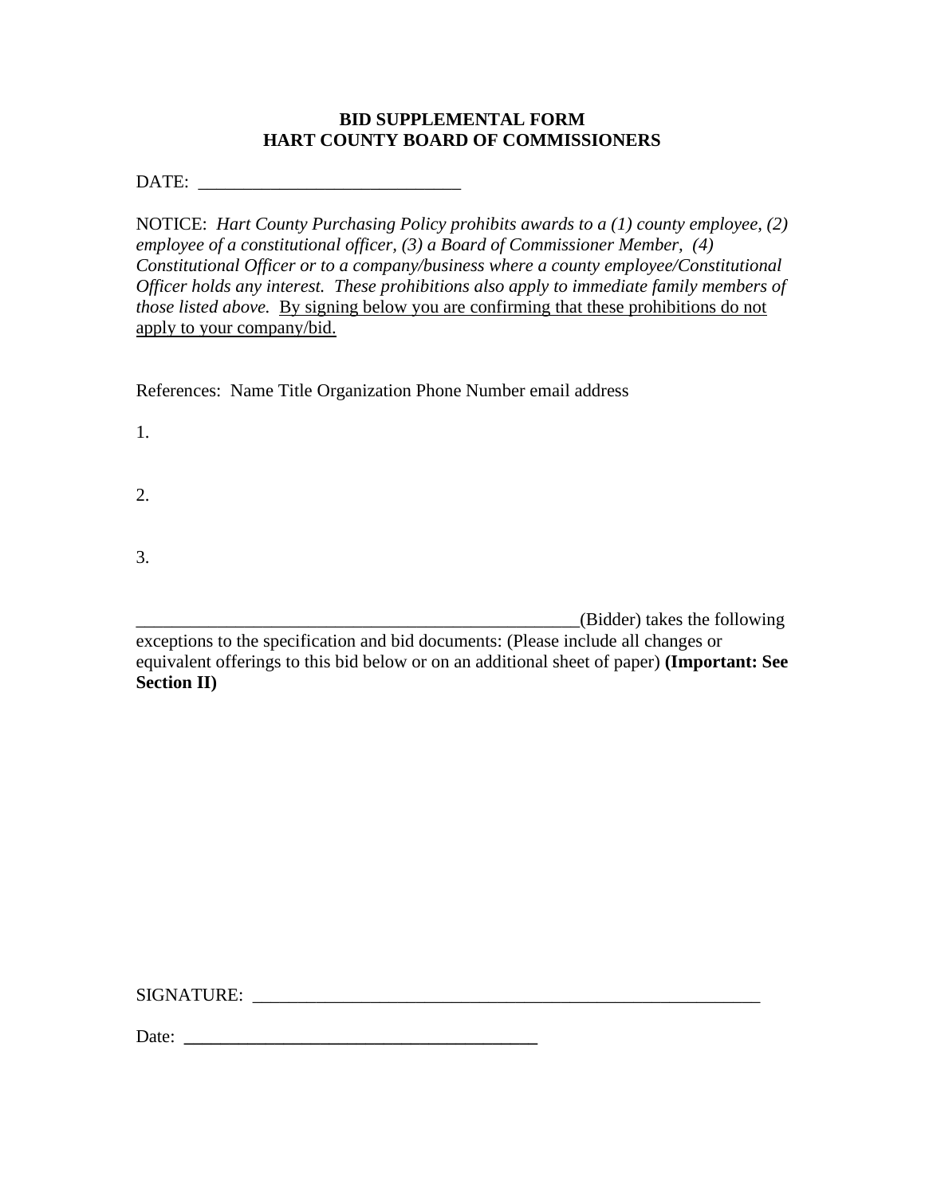**BID SUPPLEMENTAL FORM**
**HART COUNTY BOARD OF COMMISSIONERS**

DATE: ____________________________

NOTICE: *Hart County Purchasing Policy prohibits awards to a (1) county employee, (2) employee of a constitutional officer, (3) a Board of Commissioner Member, (4) Constitutional Officer or to a company/business where a county employee/Constitutional Officer holds any interest. These prohibitions also apply to immediate family members of those listed above.* <u>By signing below you are confirming that these prohibitions do not apply to your company/bid.</u>

References: Name Title Organization Phone Number email address

1.

2.

3.

_______________________________________________(Bidder) takes the following exceptions to the specification and bid documents: (Please include all changes or equivalent offerings to this bid below or on an additional sheet of paper) **(Important: See Section II)**

SIGNATURE: _____________________________________________________

Date: **______________________________________**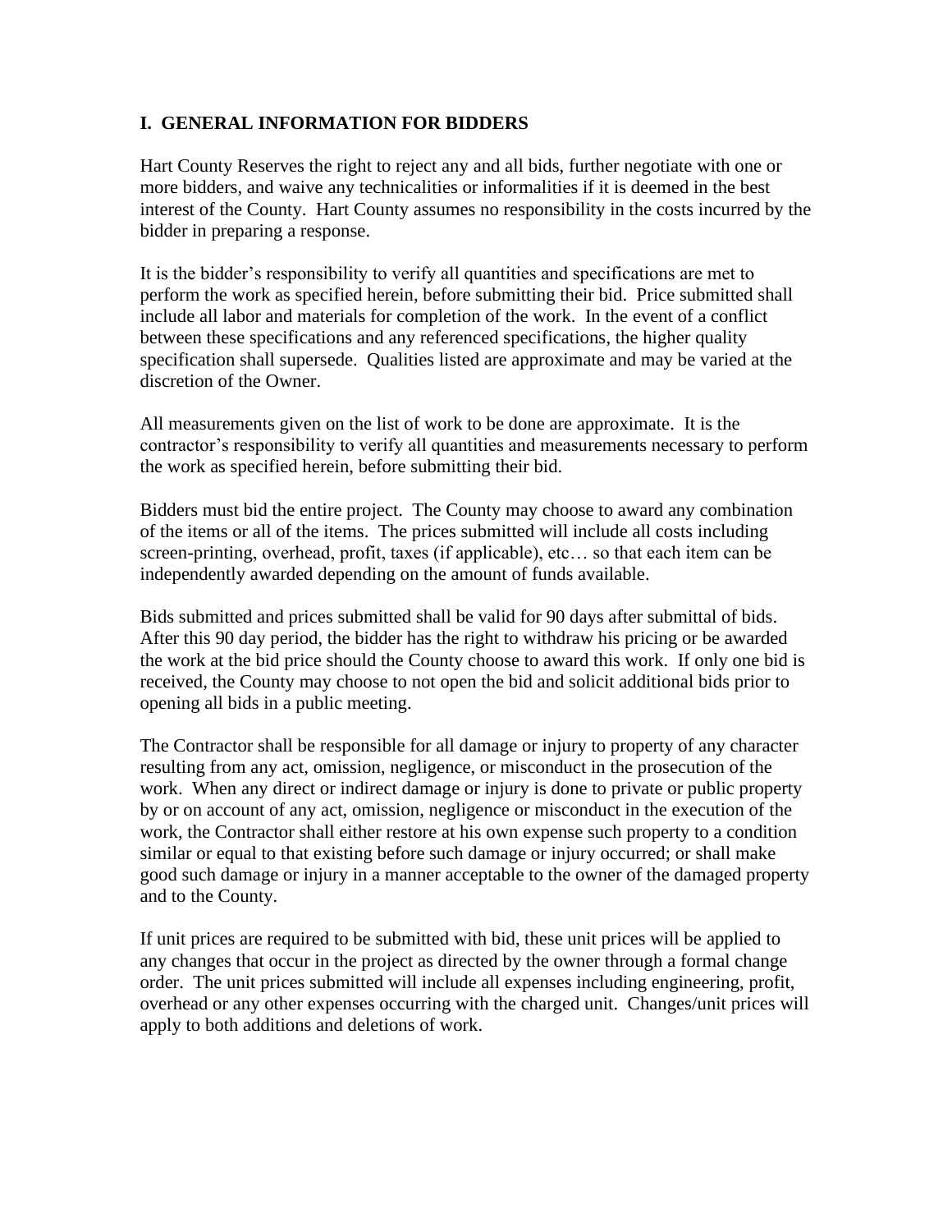## I. GENERAL INFORMATION FOR BIDDERS

Hart County Reserves the right to reject any and all bids, further negotiate with one or more bidders, and waive any technicalities or informalities if it is deemed in the best interest of the County. Hart County assumes no responsibility in the costs incurred by the bidder in preparing a response.

It is the bidder's responsibility to verify all quantities and specifications are met to perform the work as specified herein, before submitting their bid. Price submitted shall include all labor and materials for completion of the work. In the event of a conflict between these specifications and any referenced specifications, the higher quality specification shall supersede. Qualities listed are approximate and may be varied at the discretion of the Owner.

All measurements given on the list of work to be done are approximate. It is the contractor's responsibility to verify all quantities and measurements necessary to perform the work as specified herein, before submitting their bid.

Bidders must bid the entire project. The County may choose to award any combination of the items or all of the items. The prices submitted will include all costs including screen-printing, overhead, profit, taxes (if applicable), etc… so that each item can be independently awarded depending on the amount of funds available.

Bids submitted and prices submitted shall be valid for 90 days after submittal of bids. After this 90 day period, the bidder has the right to withdraw his pricing or be awarded the work at the bid price should the County choose to award this work. If only one bid is received, the County may choose to not open the bid and solicit additional bids prior to opening all bids in a public meeting.

The Contractor shall be responsible for all damage or injury to property of any character resulting from any act, omission, negligence, or misconduct in the prosecution of the work. When any direct or indirect damage or injury is done to private or public property by or on account of any act, omission, negligence or misconduct in the execution of the work, the Contractor shall either restore at his own expense such property to a condition similar or equal to that existing before such damage or injury occurred; or shall make good such damage or injury in a manner acceptable to the owner of the damaged property and to the County.

If unit prices are required to be submitted with bid, these unit prices will be applied to any changes that occur in the project as directed by the owner through a formal change order. The unit prices submitted will include all expenses including engineering, profit, overhead or any other expenses occurring with the charged unit. Changes/unit prices will apply to both additions and deletions of work.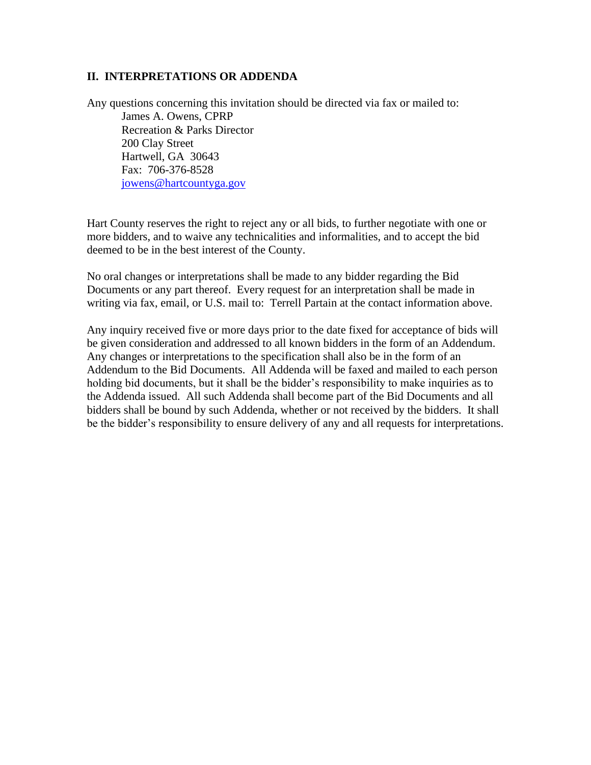## II. INTERPRETATIONS OR ADDENDA

Any questions concerning this invitation should be directed via fax or mailed to:

James A. Owens, CPRP
Recreation & Parks Director
200 Clay Street
Hartwell, GA 30643
Fax: 706-376-8528
jowens@hartcountyga.gov

Hart County reserves the right to reject any or all bids, to further negotiate with one or more bidders, and to waive any technicalities and informalities, and to accept the bid deemed to be in the best interest of the County.

No oral changes or interpretations shall be made to any bidder regarding the Bid Documents or any part thereof. Every request for an interpretation shall be made in writing via fax, email, or U.S. mail to: Terrell Partain at the contact information above.

Any inquiry received five or more days prior to the date fixed for acceptance of bids will be given consideration and addressed to all known bidders in the form of an Addendum. Any changes or interpretations to the specification shall also be in the form of an Addendum to the Bid Documents. All Addenda will be faxed and mailed to each person holding bid documents, but it shall be the bidder's responsibility to make inquiries as to the Addenda issued. All such Addenda shall become part of the Bid Documents and all bidders shall be bound by such Addenda, whether or not received by the bidders. It shall be the bidder's responsibility to ensure delivery of any and all requests for interpretations.